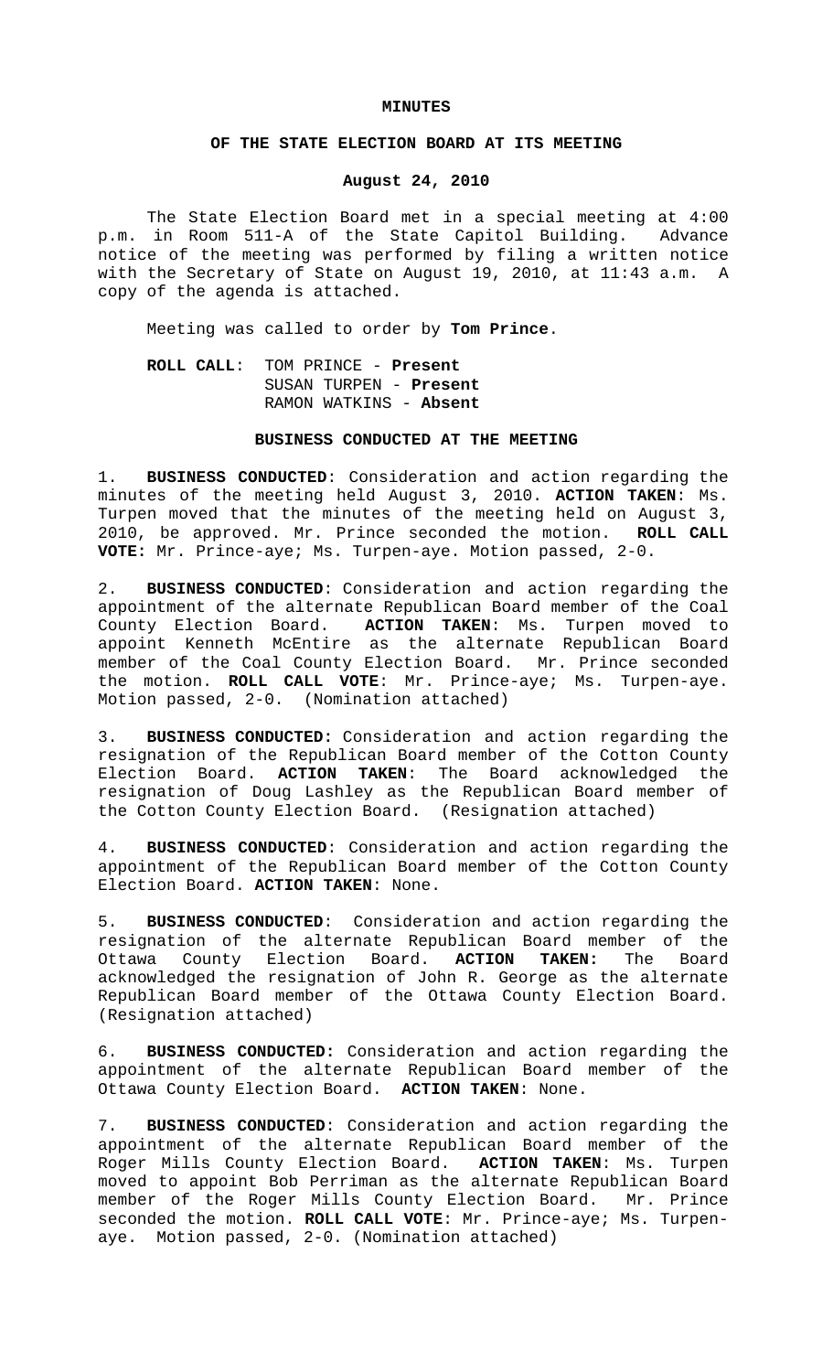# MINUTES

## OF THE STATE ELECTION BOARD AT ITS MEETING

### August 24, 2010

The State Election Board met in a special meeting at 4:00 p.m. in Room 511-A of the State Capitol Building. Advance notice of the meeting was performed by filing a written notice with the Secretary of State on August 19, 2010, at 11:43 a.m. A copy of the agenda is attached.

Meeting was called to order by **Tom Prince**.

**ROLL CALL**: TOM PRINCE - **Present**
SUSAN TURPEN - **Present**
RAMON WATKINS - **Absent**

### BUSINESS CONDUCTED AT THE MEETING

1. **BUSINESS CONDUCTED**: Consideration and action regarding the minutes of the meeting held August 3, 2010. **ACTION TAKEN**: Ms. Turpen moved that the minutes of the meeting held on August 3, 2010, be approved. Mr. Prince seconded the motion. **ROLL CALL VOTE:** Mr. Prince-aye; Ms. Turpen-aye. Motion passed, 2-0.

2. **BUSINESS CONDUCTED**: Consideration and action regarding the appointment of the alternate Republican Board member of the Coal County Election Board. **ACTION TAKEN**: Ms. Turpen moved to appoint Kenneth McEntire as the alternate Republican Board member of the Coal County Election Board. Mr. Prince seconded the motion. **ROLL CALL VOTE**: Mr. Prince-aye; Ms. Turpen-aye. Motion passed, 2-0. (Nomination attached)

3. **BUSINESS CONDUCTED:** Consideration and action regarding the resignation of the Republican Board member of the Cotton County Election Board. **ACTION TAKEN**: The Board acknowledged the resignation of Doug Lashley as the Republican Board member of the Cotton County Election Board. (Resignation attached)

4. **BUSINESS CONDUCTED**: Consideration and action regarding the appointment of the Republican Board member of the Cotton County Election Board. **ACTION TAKEN**: None.

5. **BUSINESS CONDUCTED**: Consideration and action regarding the resignation of the alternate Republican Board member of the Ottawa County Election Board. **ACTION TAKEN:** The Board acknowledged the resignation of John R. George as the alternate Republican Board member of the Ottawa County Election Board. (Resignation attached)

6. **BUSINESS CONDUCTED:** Consideration and action regarding the appointment of the alternate Republican Board member of the Ottawa County Election Board. **ACTION TAKEN**: None.

7. **BUSINESS CONDUCTED**: Consideration and action regarding the appointment of the alternate Republican Board member of the Roger Mills County Election Board. **ACTION TAKEN**: Ms. Turpen moved to appoint Bob Perriman as the alternate Republican Board member of the Roger Mills County Election Board. Mr. Prince seconded the motion. **ROLL CALL VOTE**: Mr. Prince-aye; Ms. Turpen-aye. Motion passed, 2-0. (Nomination attached)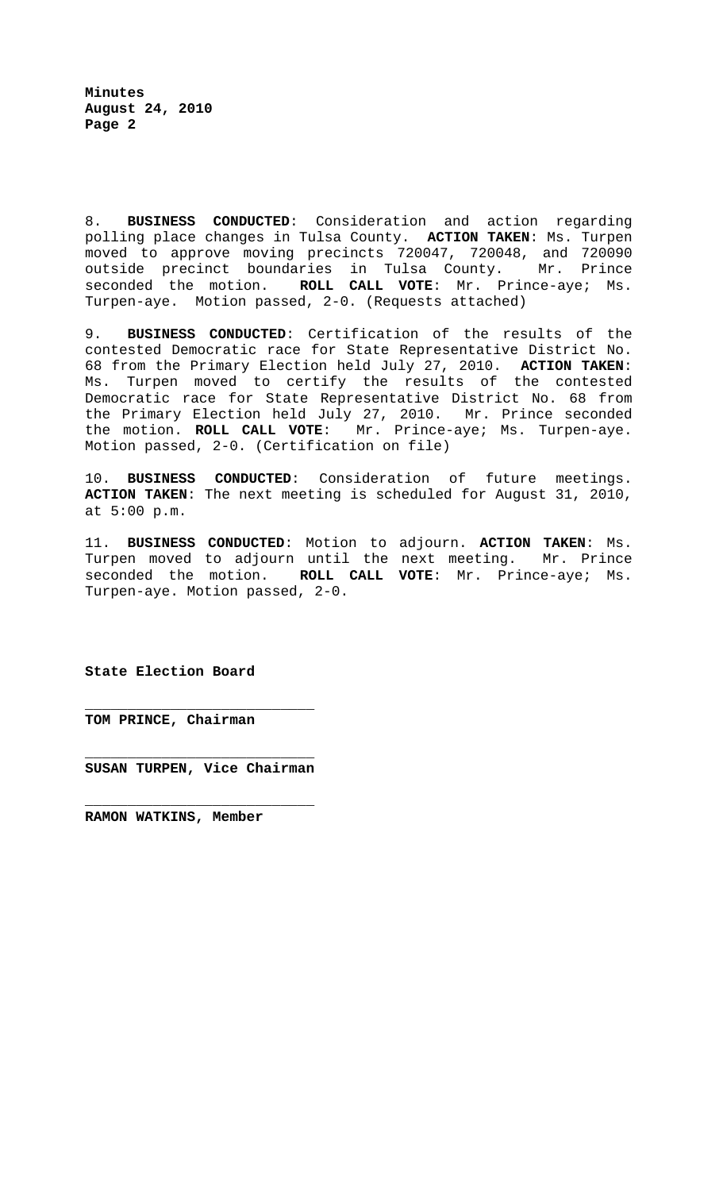8. **BUSINESS CONDUCTED**: Consideration and action regarding polling place changes in Tulsa County. **ACTION TAKEN**: Ms. Turpen moved to approve moving precincts 720047, 720048, and 720090 outside precinct boundaries in Tulsa County. Mr. Prince seconded the motion. **ROLL CALL VOTE**: Mr. Prince-aye; Ms. Turpen-aye. Motion passed, 2-0. (Requests attached)

9. **BUSINESS CONDUCTED**: Certification of the results of the contested Democratic race for State Representative District No. 68 from the Primary Election held July 27, 2010. **ACTION TAKEN**: Ms. Turpen moved to certify the results of the contested Democratic race for State Representative District No. 68 from the Primary Election held July 27, 2010. Mr. Prince seconded the motion. **ROLL CALL VOTE**: Mr. Prince-aye; Ms. Turpen-aye. Motion passed, 2-0. (Certification on file)

10. **BUSINESS CONDUCTED**: Consideration of future meetings. **ACTION TAKEN**: The next meeting is scheduled for August 31, 2010, at 5:00 p.m.

11. **BUSINESS CONDUCTED**: Motion to adjourn. **ACTION TAKEN**: Ms. Turpen moved to adjourn until the next meeting. Mr. Prince seconded the motion. **ROLL CALL VOTE**: Mr. Prince-aye; Ms. Turpen-aye. Motion passed, 2-0.

**State Election Board**

___________________________
**TOM PRINCE, Chairman**

___________________________
**SUSAN TURPEN, Vice Chairman**

___________________________
**RAMON WATKINS, Member**